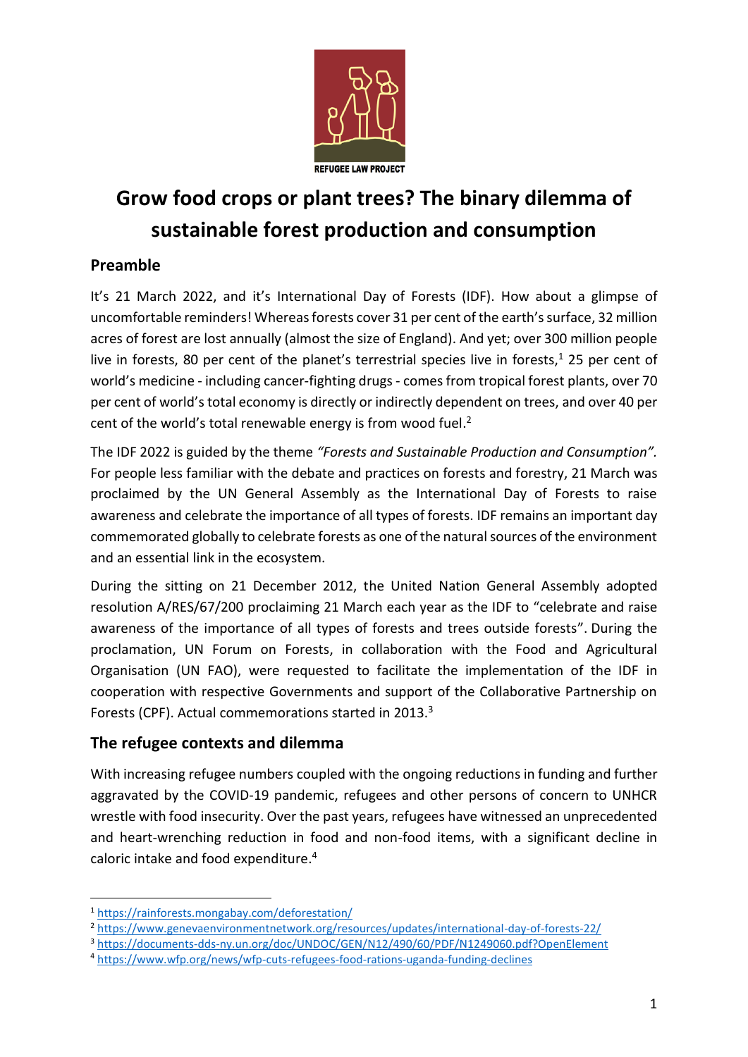REFUGEE LAW PROJECT

# Grow food crops or plant trees? The binary dilemma of sustainable forest production and consumption

## Preamble

It's 21 March 2022, and it's International Day of Forests (IDF). How about a glimpse of uncomfortable reminders! Whereas forests cover 31 per cent of the earth's surface, 32 million acres of forest are lost annually (almost the size of England). And yet; over 300 million people live in forests, 80 per cent of the planet's terrestrial species live in forests,[1] 25 per cent of world's medicine - including cancer-fighting drugs - comes from tropical forest plants, over 70 per cent of world's total economy is directly or indirectly dependent on trees, and over 40 per cent of the world's total renewable energy is from wood fuel.[2]

The IDF 2022 is guided by the theme *"Forests and Sustainable Production and Consumption"*. For people less familiar with the debate and practices on forests and forestry, 21 March was proclaimed by the UN General Assembly as the International Day of Forests to raise awareness and celebrate the importance of all types of forests. IDF remains an important day commemorated globally to celebrate forests as one of the natural sources of the environment and an essential link in the ecosystem.

During the sitting on 21 December 2012, the United Nation General Assembly adopted resolution A/RES/67/200 proclaiming 21 March each year as the IDF to "celebrate and raise awareness of the importance of all types of forests and trees outside forests". During the proclamation, UN Forum on Forests, in collaboration with the Food and Agricultural Organisation (UN FAO), were requested to facilitate the implementation of the IDF in cooperation with respective Governments and support of the Collaborative Partnership on Forests (CPF). Actual commemorations started in 2013.[3]

## The refugee contexts and dilemma

With increasing refugee numbers coupled with the ongoing reductions in funding and further aggravated by the COVID-19 pandemic, refugees and other persons of concern to UNHCR wrestle with food insecurity. Over the past years, refugees have witnessed an unprecedented and heart-wrenching reduction in food and non-food items, with a significant decline in caloric intake and food expenditure.[4]

---

[1] https://rainforests.mongabay.com/deforestation/

[2] https://www.genevaenvironmentnetwork.org/resources/updates/international-day-of-forests-22/

[3] https://documents-dds-ny.un.org/doc/UNDOC/GEN/N12/490/60/PDF/N1249060.pdf?OpenElement

[4] https://www.wfp.org/news/wfp-cuts-refugees-food-rations-uganda-funding-declines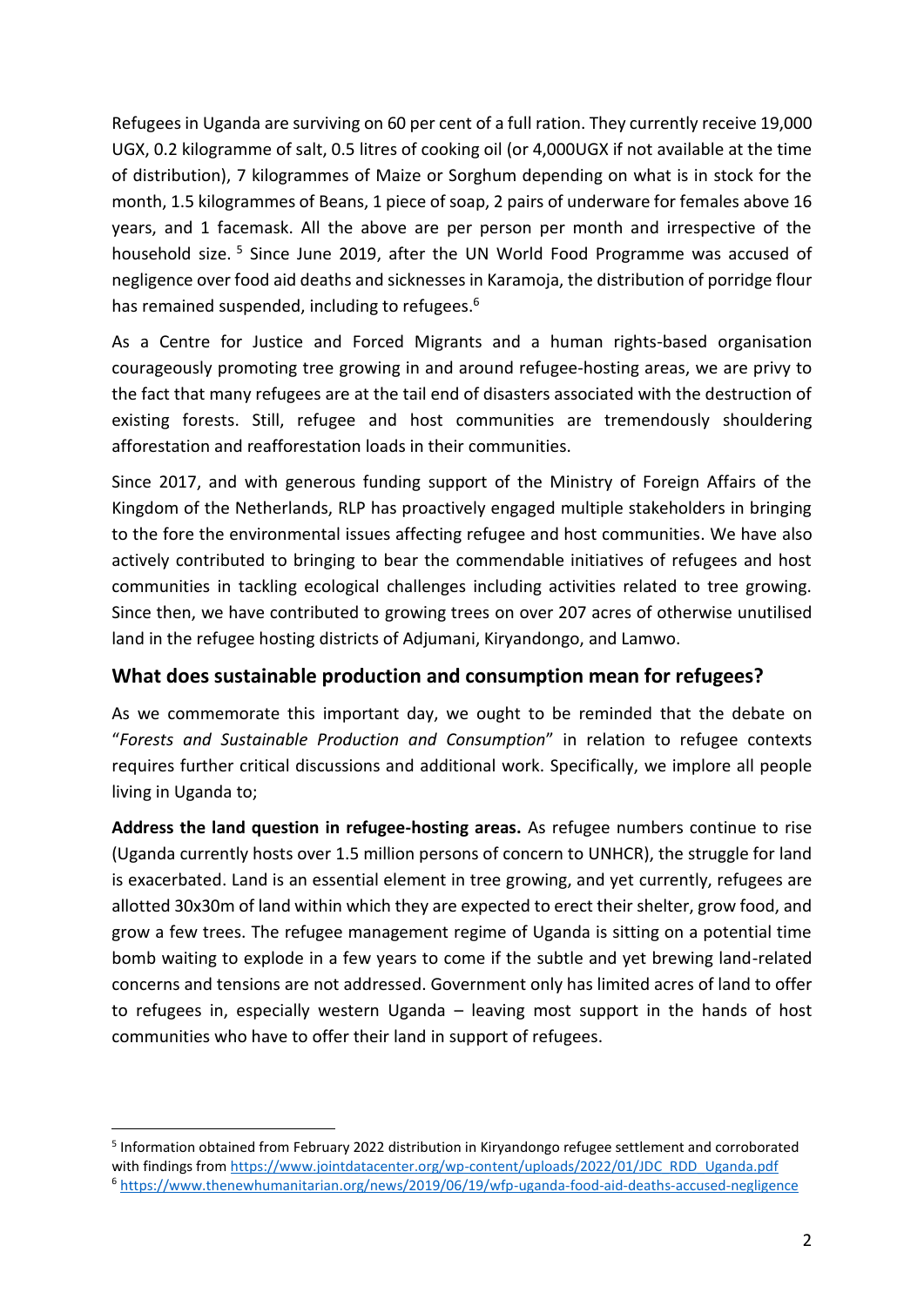Refugees in Uganda are surviving on 60 per cent of a full ration. They currently receive 19,000 UGX, 0.2 kilogramme of salt, 0.5 litres of cooking oil (or 4,000UGX if not available at the time of distribution), 7 kilogrammes of Maize or Sorghum depending on what is in stock for the month, 1.5 kilogrammes of Beans, 1 piece of soap, 2 pairs of underware for females above 16 years, and 1 facemask. All the above are per person per month and irrespective of the household size. [5] Since June 2019, after the UN World Food Programme was accused of negligence over food aid deaths and sicknesses in Karamoja, the distribution of porridge flour has remained suspended, including to refugees.[6]

As a Centre for Justice and Forced Migrants and a human rights-based organisation courageously promoting tree growing in and around refugee-hosting areas, we are privy to the fact that many refugees are at the tail end of disasters associated with the destruction of existing forests. Still, refugee and host communities are tremendously shouldering afforestation and reafforestation loads in their communities.

Since 2017, and with generous funding support of the Ministry of Foreign Affairs of the Kingdom of the Netherlands, RLP has proactively engaged multiple stakeholders in bringing to the fore the environmental issues affecting refugee and host communities. We have also actively contributed to bringing to bear the commendable initiatives of refugees and host communities in tackling ecological challenges including activities related to tree growing. Since then, we have contributed to growing trees on over 207 acres of otherwise unutilised land in the refugee hosting districts of Adjumani, Kiryandongo, and Lamwo.

## What does sustainable production and consumption mean for refugees?

As we commemorate this important day, we ought to be reminded that the debate on "*Forests and Sustainable Production and Consumption*" in relation to refugee contexts requires further critical discussions and additional work. Specifically, we implore all people living in Uganda to;

**Address the land question in refugee-hosting areas.** As refugee numbers continue to rise (Uganda currently hosts over 1.5 million persons of concern to UNHCR), the struggle for land is exacerbated. Land is an essential element in tree growing, and yet currently, refugees are allotted 30x30m of land within which they are expected to erect their shelter, grow food, and grow a few trees. The refugee management regime of Uganda is sitting on a potential time bomb waiting to explode in a few years to come if the subtle and yet brewing land-related concerns and tensions are not addressed. Government only has limited acres of land to offer to refugees in, especially western Uganda – leaving most support in the hands of host communities who have to offer their land in support of refugees.

---

[5] Information obtained from February 2022 distribution in Kiryandongo refugee settlement and corroborated with findings from https://www.jointdatacenter.org/wp-content/uploads/2022/01/JDC_RDD_Uganda.pdf

[6] https://www.thenewhumanitarian.org/news/2019/06/19/wfp-uganda-food-aid-deaths-accused-negligence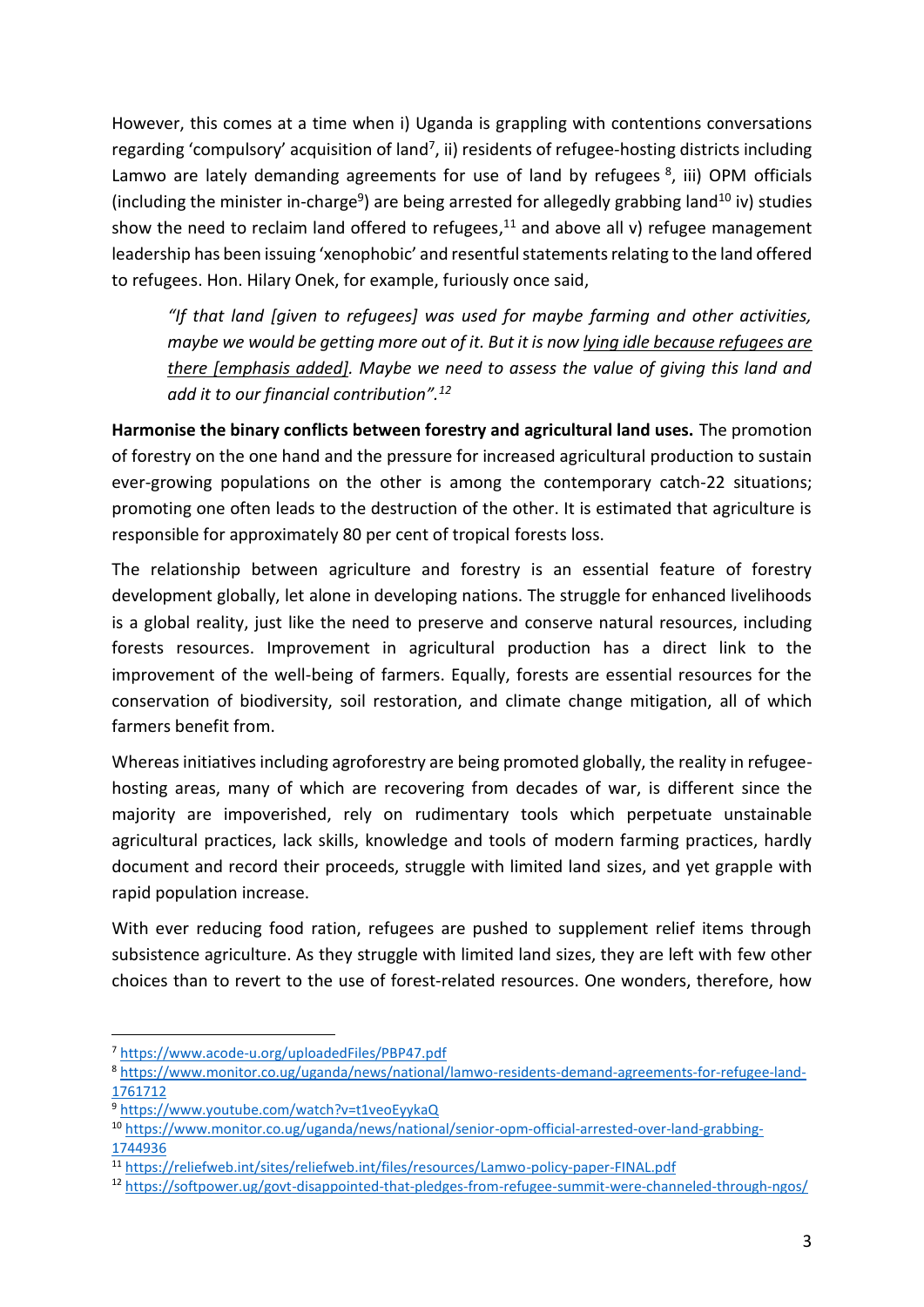However, this comes at a time when i) Uganda is grappling with contentions conversations regarding 'compulsory' acquisition of land[7], ii) residents of refugee-hosting districts including Lamwo are lately demanding agreements for use of land by refugees [8], iii) OPM officials (including the minister in-charge[9]) are being arrested for allegedly grabbing land[10] iv) studies show the need to reclaim land offered to refugees,[11] and above all v) refugee management leadership has been issuing 'xenophobic' and resentful statements relating to the land offered to refugees. Hon. Hilary Onek, for example, furiously once said,

> *"If that land [given to refugees] was used for maybe farming and other activities, maybe we would be getting more out of it. But it is now <u>lying idle because refugees are there [emphasis added]</u>. Maybe we need to assess the value of giving this land and add it to our financial contribution".[12]*

**Harmonise the binary conflicts between forestry and agricultural land uses.** The promotion of forestry on the one hand and the pressure for increased agricultural production to sustain ever-growing populations on the other is among the contemporary catch-22 situations; promoting one often leads to the destruction of the other. It is estimated that agriculture is responsible for approximately 80 per cent of tropical forests loss.

The relationship between agriculture and forestry is an essential feature of forestry development globally, let alone in developing nations. The struggle for enhanced livelihoods is a global reality, just like the need to preserve and conserve natural resources, including forests resources. Improvement in agricultural production has a direct link to the improvement of the well-being of farmers. Equally, forests are essential resources for the conservation of biodiversity, soil restoration, and climate change mitigation, all of which farmers benefit from.

Whereas initiatives including agroforestry are being promoted globally, the reality in refugee-hosting areas, many of which are recovering from decades of war, is different since the majority are impoverished, rely on rudimentary tools which perpetuate unsustainable agricultural practices, lack skills, knowledge and tools of modern farming practices, hardly document and record their proceeds, struggle with limited land sizes, and yet grapple with rapid population increase.

With ever reducing food ration, refugees are pushed to supplement relief items through subsistence agriculture. As they struggle with limited land sizes, they are left with few other choices than to revert to the use of forest-related resources. One wonders, therefore, how

---

[7] https://www.acode-u.org/uploadedFiles/PBP47.pdf

[8] https://www.monitor.co.ug/uganda/news/national/lamwo-residents-demand-agreements-for-refugee-land-1761712

[9] https://www.youtube.com/watch?v=t1veoEyykaQ

[10] https://www.monitor.co.ug/uganda/news/national/senior-opm-official-arrested-over-land-grabbing-1744936

[11] https://reliefweb.int/sites/reliefweb.int/files/resources/Lamwo-policy-paper-FINAL.pdf

[12] https://softpower.ug/govt-disappointed-that-pledges-from-refugee-summit-were-channeled-through-ngos/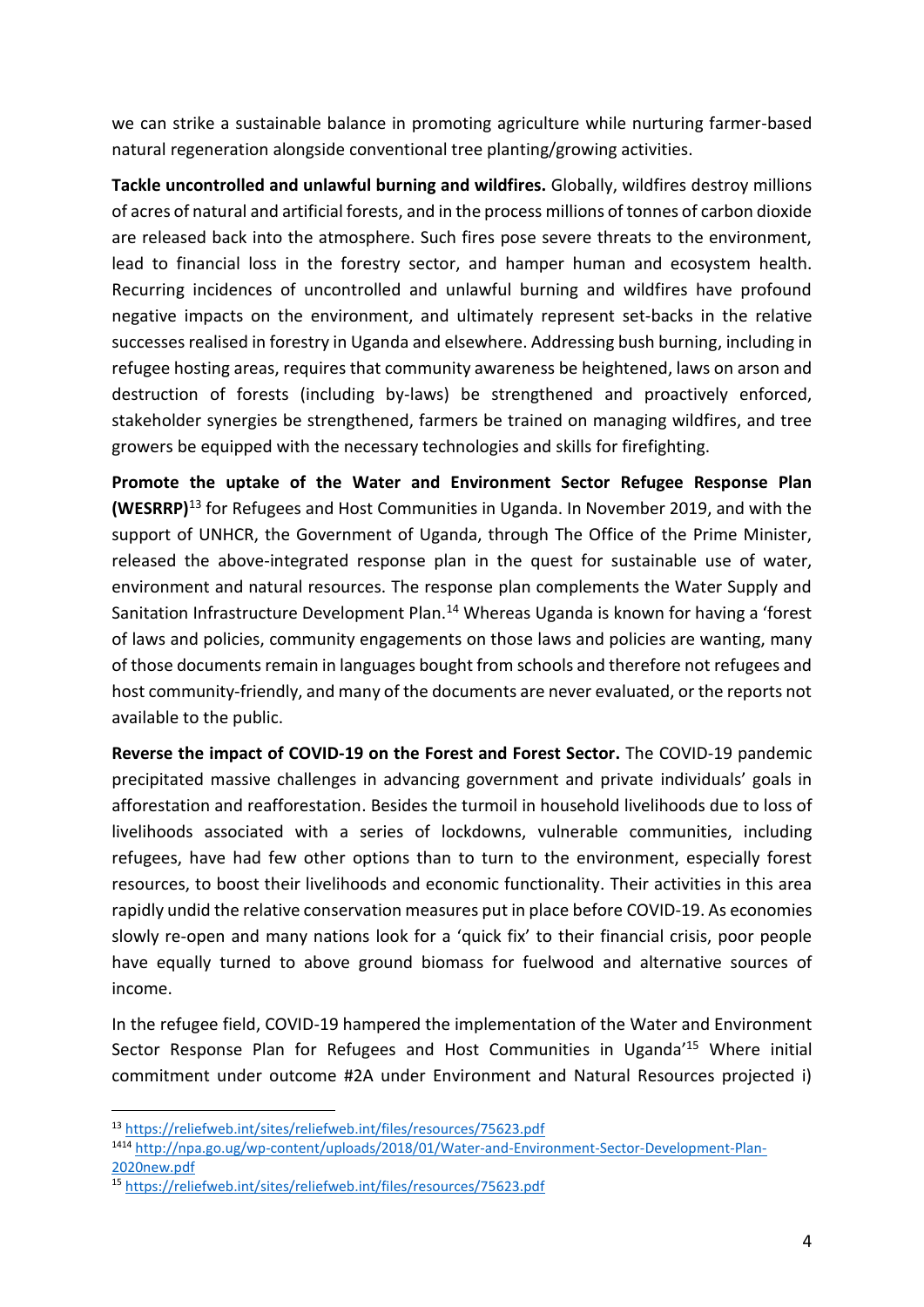we can strike a sustainable balance in promoting agriculture while nurturing farmer-based natural regeneration alongside conventional tree planting/growing activities.

**Tackle uncontrolled and unlawful burning and wildfires.** Globally, wildfires destroy millions of acres of natural and artificial forests, and in the process millions of tonnes of carbon dioxide are released back into the atmosphere. Such fires pose severe threats to the environment, lead to financial loss in the forestry sector, and hamper human and ecosystem health. Recurring incidences of uncontrolled and unlawful burning and wildfires have profound negative impacts on the environment, and ultimately represent set-backs in the relative successes realised in forestry in Uganda and elsewhere. Addressing bush burning, including in refugee hosting areas, requires that community awareness be heightened, laws on arson and destruction of forests (including by-laws) be strengthened and proactively enforced, stakeholder synergies be strengthened, farmers be trained on managing wildfires, and tree growers be equipped with the necessary technologies and skills for firefighting.

**Promote the uptake of the Water and Environment Sector Refugee Response Plan (WESRRP)**[13] for Refugees and Host Communities in Uganda. In November 2019, and with the support of UNHCR, the Government of Uganda, through The Office of the Prime Minister, released the above-integrated response plan in the quest for sustainable use of water, environment and natural resources. The response plan complements the Water Supply and Sanitation Infrastructure Development Plan.[14] Whereas Uganda is known for having a 'forest of laws and policies, community engagements on those laws and policies are wanting, many of those documents remain in languages bought from schools and therefore not refugees and host community-friendly, and many of the documents are never evaluated, or the reports not available to the public.

**Reverse the impact of COVID-19 on the Forest and Forest Sector.** The COVID-19 pandemic precipitated massive challenges in advancing government and private individuals' goals in afforestation and reafforestation. Besides the turmoil in household livelihoods due to loss of livelihoods associated with a series of lockdowns, vulnerable communities, including refugees, have had few other options than to turn to the environment, especially forest resources, to boost their livelihoods and economic functionality. Their activities in this area rapidly undid the relative conservation measures put in place before COVID-19. As economies slowly re-open and many nations look for a 'quick fix' to their financial crisis, poor people have equally turned to above ground biomass for fuelwood and alternative sources of income.

In the refugee field, COVID-19 hampered the implementation of the Water and Environment Sector Response Plan for Refugees and Host Communities in Uganda'[15] Where initial commitment under outcome #2A under Environment and Natural Resources projected i)

---

[13] https://reliefweb.int/sites/reliefweb.int/files/resources/75623.pdf

[14] http://npa.go.ug/wp-content/uploads/2018/01/Water-and-Environment-Sector-Development-Plan-2020new.pdf

[15] https://reliefweb.int/sites/reliefweb.int/files/resources/75623.pdf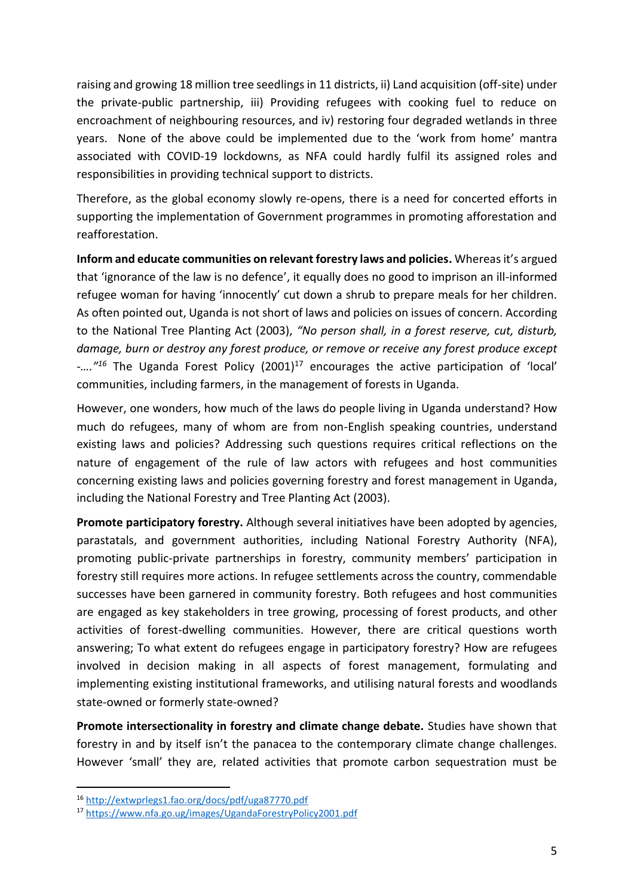raising and growing 18 million tree seedlings in 11 districts, ii) Land acquisition (off-site) under the private-public partnership, iii) Providing refugees with cooking fuel to reduce on encroachment of neighbouring resources, and iv) restoring four degraded wetlands in three years. None of the above could be implemented due to the 'work from home' mantra associated with COVID-19 lockdowns, as NFA could hardly fulfil its assigned roles and responsibilities in providing technical support to districts.

Therefore, as the global economy slowly re-opens, there is a need for concerted efforts in supporting the implementation of Government programmes in promoting afforestation and reafforestation.

**Inform and educate communities on relevant forestry laws and policies.** Whereas it's argued that 'ignorance of the law is no defence', it equally does no good to imprison an ill-informed refugee woman for having 'innocently' cut down a shrub to prepare meals for her children. As often pointed out, Uganda is not short of laws and policies on issues of concern. According to the National Tree Planting Act (2003), *"No person shall, in a forest reserve, cut, disturb, damage, burn or destroy any forest produce, or remove or receive any forest produce except -…."*[16] The Uganda Forest Policy (2001)[17] encourages the active participation of 'local' communities, including farmers, in the management of forests in Uganda.

However, one wonders, how much of the laws do people living in Uganda understand? How much do refugees, many of whom are from non-English speaking countries, understand existing laws and policies? Addressing such questions requires critical reflections on the nature of engagement of the rule of law actors with refugees and host communities concerning existing laws and policies governing forestry and forest management in Uganda, including the National Forestry and Tree Planting Act (2003).

**Promote participatory forestry.** Although several initiatives have been adopted by agencies, parastatals, and government authorities, including National Forestry Authority (NFA), promoting public-private partnerships in forestry, community members' participation in forestry still requires more actions. In refugee settlements across the country, commendable successes have been garnered in community forestry. Both refugees and host communities are engaged as key stakeholders in tree growing, processing of forest products, and other activities of forest-dwelling communities. However, there are critical questions worth answering; To what extent do refugees engage in participatory forestry? How are refugees involved in decision making in all aspects of forest management, formulating and implementing existing institutional frameworks, and utilising natural forests and woodlands state-owned or formerly state-owned?

**Promote intersectionality in forestry and climate change debate.** Studies have shown that forestry in and by itself isn't the panacea to the contemporary climate change challenges. However 'small' they are, related activities that promote carbon sequestration must be

---

[16] http://extwprlegs1.fao.org/docs/pdf/uga87770.pdf

[17] https://www.nfa.go.ug/images/UgandaForestryPolicy2001.pdf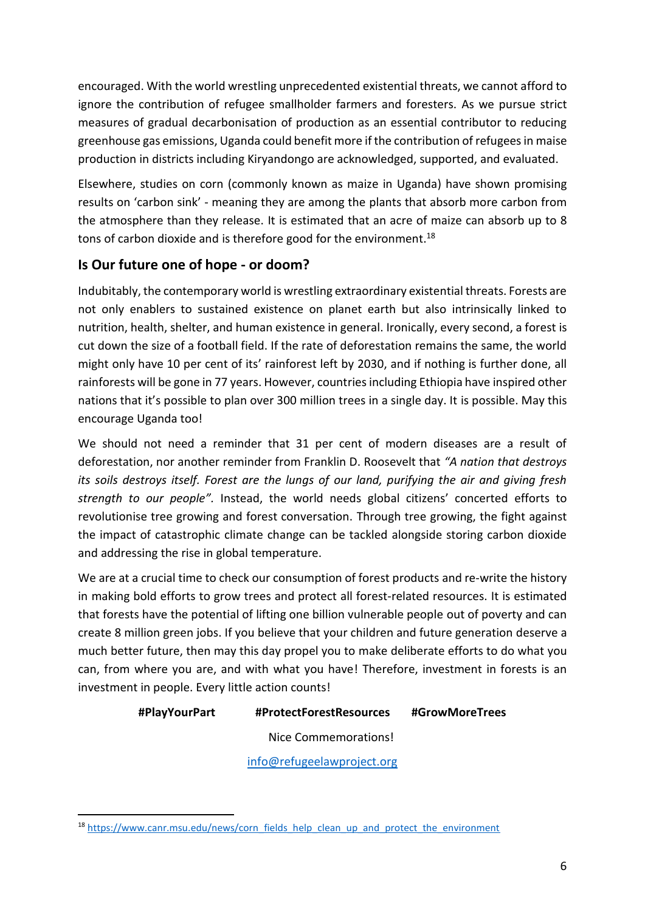encouraged. With the world wrestling unprecedented existential threats, we cannot afford to ignore the contribution of refugee smallholder farmers and foresters. As we pursue strict measures of gradual decarbonisation of production as an essential contributor to reducing greenhouse gas emissions, Uganda could benefit more if the contribution of refugees in maise production in districts including Kiryandongo are acknowledged, supported, and evaluated.

Elsewhere, studies on corn (commonly known as maize in Uganda) have shown promising results on 'carbon sink' - meaning they are among the plants that absorb more carbon from the atmosphere than they release. It is estimated that an acre of maize can absorb up to 8 tons of carbon dioxide and is therefore good for the environment.[18]

## Is Our future one of hope - or doom?

Indubitably, the contemporary world is wrestling extraordinary existential threats. Forests are not only enablers to sustained existence on planet earth but also intrinsically linked to nutrition, health, shelter, and human existence in general. Ironically, every second, a forest is cut down the size of a football field. If the rate of deforestation remains the same, the world might only have 10 per cent of its' rainforest left by 2030, and if nothing is further done, all rainforests will be gone in 77 years. However, countries including Ethiopia have inspired other nations that it's possible to plan over 300 million trees in a single day. It is possible. May this encourage Uganda too!

We should not need a reminder that 31 per cent of modern diseases are a result of deforestation, nor another reminder from Franklin D. Roosevelt that *"A nation that destroys its soils destroys itself. Forest are the lungs of our land, purifying the air and giving fresh strength to our people"*. Instead, the world needs global citizens' concerted efforts to revolutionise tree growing and forest conversation. Through tree growing, the fight against the impact of catastrophic climate change can be tackled alongside storing carbon dioxide and addressing the rise in global temperature.

We are at a crucial time to check our consumption of forest products and re-write the history in making bold efforts to grow trees and protect all forest-related resources. It is estimated that forests have the potential of lifting one billion vulnerable people out of poverty and can create 8 million green jobs. If you believe that your children and future generation deserve a much better future, then may this day propel you to make deliberate efforts to do what you can, from where you are, and with what you have! Therefore, investment in forests is an investment in people. Every little action counts!

**#PlayYourPart** **#ProtectForestResources** **#GrowMoreTrees**

Nice Commemorations!

info@refugeelawproject.org

---

[18] https://www.canr.msu.edu/news/corn_fields_help_clean_up_and_protect_the_environment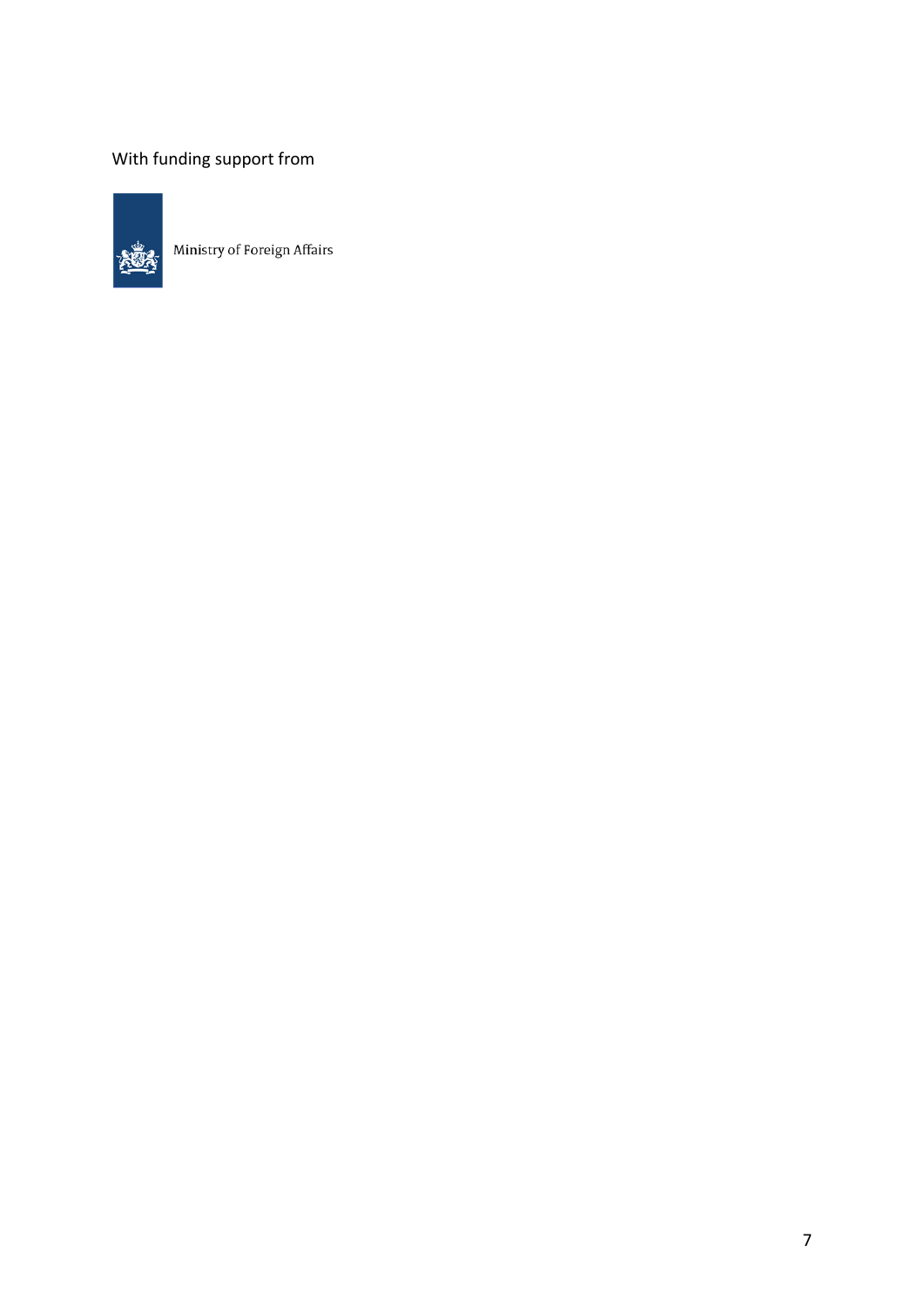With funding support from

Ministry of Foreign Affairs